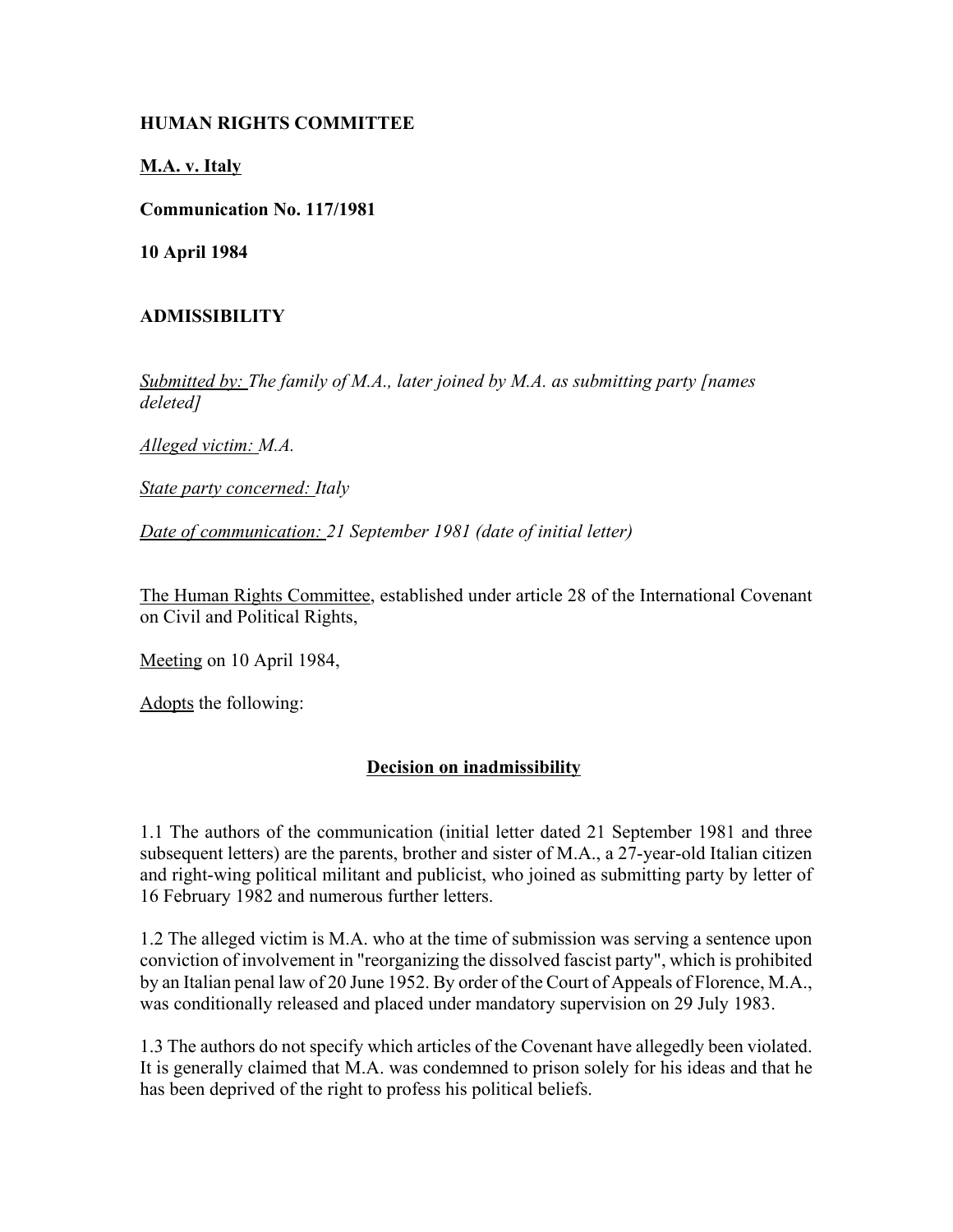**HUMAN RIGHTS COMMITTEE**

**<u>M.A. v. Italy</u>**

**Communication No. 117/1981**

**10 April 1984**

**ADMISSIBILITY**

*<u>Submitted by:</u> The family of M.A., later joined by M.A. as submitting party [names deleted]*

*<u>Alleged victim:</u> M.A.*

*<u>State party concerned:</u> Italy*

*<u>Date of communication:</u> 21 September 1981 (date of initial letter)*

<u>The Human Rights Committee</u>, established under article 28 of the International Covenant on Civil and Political Rights,

<u>Meeting</u> on 10 April 1984,

<u>Adopts</u> the following:

**<u>Decision on inadmissibility</u>**

1.1 The authors of the communication (initial letter dated 21 September 1981 and three subsequent letters) are the parents, brother and sister of M.A., a 27-year-old Italian citizen and right-wing political militant and publicist, who joined as submitting party by letter of 16 February 1982 and numerous further letters.

1.2 The alleged victim is M.A. who at the time of submission was serving a sentence upon conviction of involvement in "reorganizing the dissolved fascist party", which is prohibited by an Italian penal law of 20 June 1952. By order of the Court of Appeals of Florence, M.A., was conditionally released and placed under mandatory supervision on 29 July 1983.

1.3 The authors do not specify which articles of the Covenant have allegedly been violated. It is generally claimed that M.A. was condemned to prison solely for his ideas and that he has been deprived of the right to profess his political beliefs.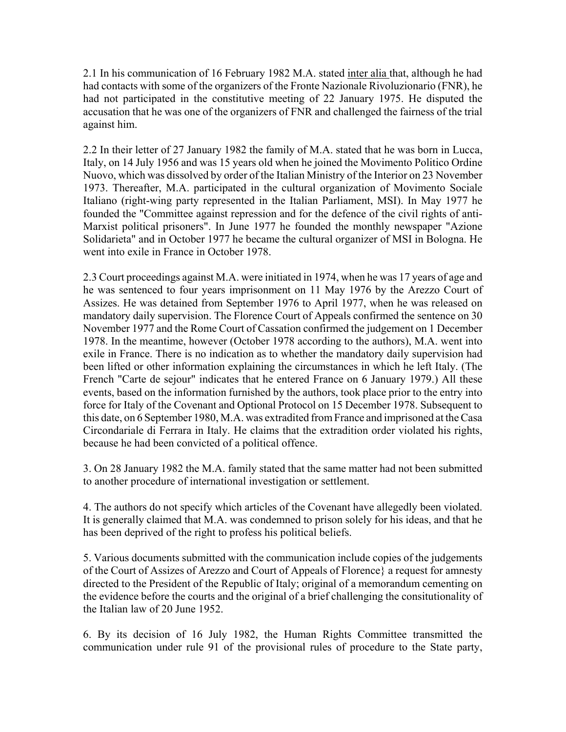2.1 In his communication of 16 February 1982 M.A. stated inter alia that, although he had had contacts with some of the organizers of the Fronte Nazionale Rivoluzionario (FNR), he had not participated in the constitutive meeting of 22 January 1975. He disputed the accusation that he was one of the organizers of FNR and challenged the fairness of the trial against him.

2.2 In their letter of 27 January 1982 the family of M.A. stated that he was born in Lucca, Italy, on 14 July 1956 and was 15 years old when he joined the Movimento Politico Ordine Nuovo, which was dissolved by order of the Italian Ministry of the Interior on 23 November 1973. Thereafter, M.A. participated in the cultural organization of Movimento Sociale Italiano (right-wing party represented in the Italian Parliament, MSI). In May 1977 he founded the "Committee against repression and for the defence of the civil rights of anti-Marxist political prisoners". In June 1977 he founded the monthly newspaper "Azione Solidarieta" and in October 1977 he became the cultural organizer of MSI in Bologna. He went into exile in France in October 1978.

2.3 Court proceedings against M.A. were initiated in 1974, when he was 17 years of age and he was sentenced to four years imprisonment on 11 May 1976 by the Arezzo Court of Assizes. He was detained from September 1976 to April 1977, when he was released on mandatory daily supervision. The Florence Court of Appeals confirmed the sentence on 30 November 1977 and the Rome Court of Cassation confirmed the judgement on 1 December 1978. In the meantime, however (October 1978 according to the authors), M.A. went into exile in France. There is no indication as to whether the mandatory daily supervision had been lifted or other information explaining the circumstances in which he left Italy. (The French "Carte de sejour" indicates that he entered France on 6 January 1979.) All these events, based on the information furnished by the authors, took place prior to the entry into force for Italy of the Covenant and Optional Protocol on 15 December 1978. Subsequent to this date, on 6 September 1980, M.A. was extradited from France and imprisoned at the Casa Circondariale di Ferrara in Italy. He claims that the extradition order violated his rights, because he had been convicted of a political offence.

3. On 28 January 1982 the M.A. family stated that the same matter had not been submitted to another procedure of international investigation or settlement.

4. The authors do not specify which articles of the Covenant have allegedly been violated. It is generally claimed that M.A. was condemned to prison solely for his ideas, and that he has been deprived of the right to profess his political beliefs.

5. Various documents submitted with the communication include copies of the judgements of the Court of Assizes of Arezzo and Court of Appeals of Florence} a request for amnesty directed to the President of the Republic of Italy; original of a memorandum cementing on the evidence before the courts and the original of a brief challenging the consitutionality of the Italian law of 20 June 1952.

6. By its decision of 16 July 1982, the Human Rights Committee transmitted the communication under rule 91 of the provisional rules of procedure to the State party,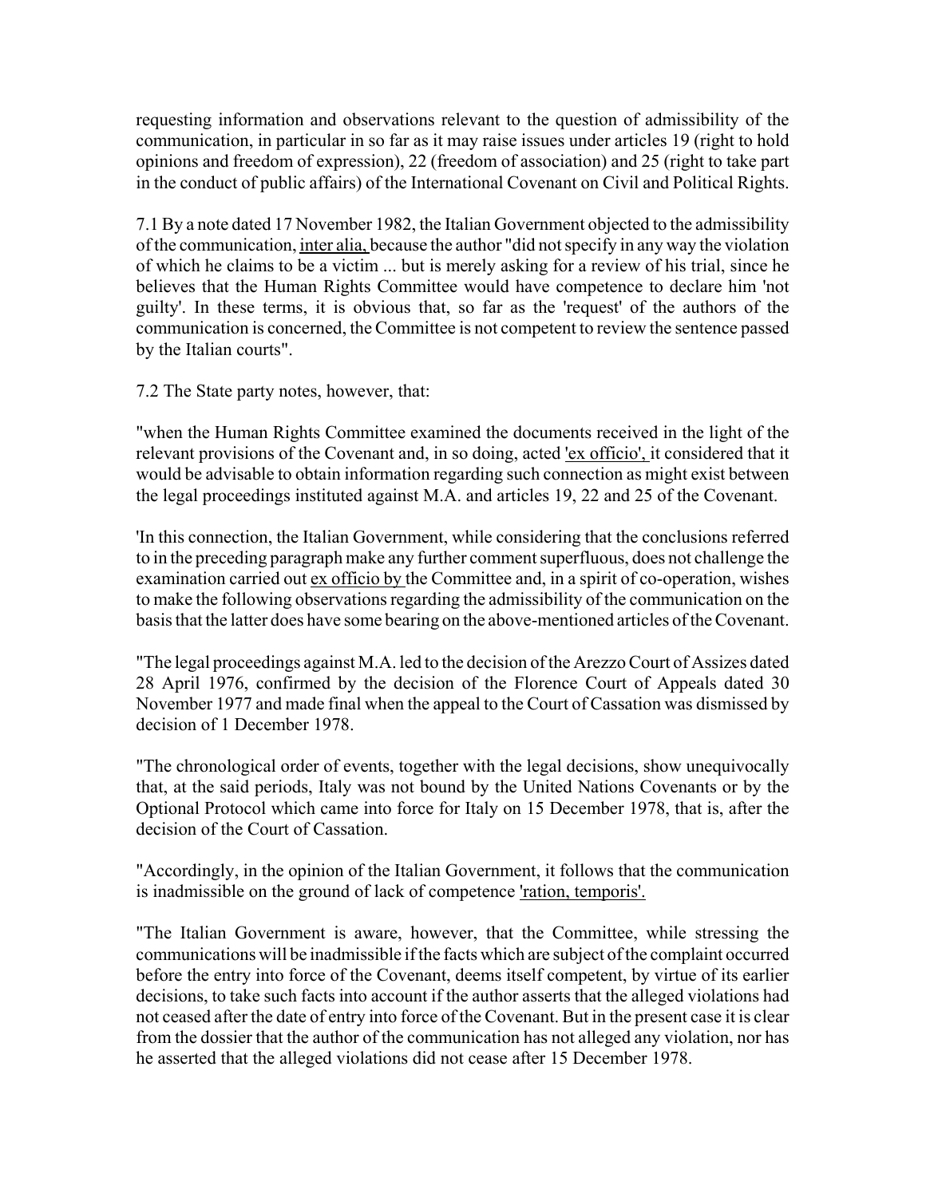requesting information and observations relevant to the question of admissibility of the communication, in particular in so far as it may raise issues under articles 19 (right to hold opinions and freedom of expression), 22 (freedom of association) and 25 (right to take part in the conduct of public affairs) of the International Covenant on Civil and Political Rights.

7.1 By a note dated 17 November 1982, the Italian Government objected to the admissibility of the communication, inter alia, because the author "did not specify in any way the violation of which he claims to be a victim ... but is merely asking for a review of his trial, since he believes that the Human Rights Committee would have competence to declare him 'not guilty'. In these terms, it is obvious that, so far as the 'request' of the authors of the communication is concerned, the Committee is not competent to review the sentence passed by the Italian courts".

7.2 The State party notes, however, that:

"when the Human Rights Committee examined the documents received in the light of the relevant provisions of the Covenant and, in so doing, acted 'ex officio', it considered that it would be advisable to obtain information regarding such connection as might exist between the legal proceedings instituted against M.A. and articles 19, 22 and 25 of the Covenant.

'In this connection, the Italian Government, while considering that the conclusions referred to in the preceding paragraph make any further comment superfluous, does not challenge the examination carried out ex officio by the Committee and, in a spirit of co-operation, wishes to make the following observations regarding the admissibility of the communication on the basis that the latter does have some bearing on the above-mentioned articles of the Covenant.

"The legal proceedings against M.A. led to the decision of the Arezzo Court of Assizes dated 28 April 1976, confirmed by the decision of the Florence Court of Appeals dated 30 November 1977 and made final when the appeal to the Court of Cassation was dismissed by decision of 1 December 1978.

"The chronological order of events, together with the legal decisions, show unequivocally that, at the said periods, Italy was not bound by the United Nations Covenants or by the Optional Protocol which came into force for Italy on 15 December 1978, that is, after the decision of the Court of Cassation.

"Accordingly, in the opinion of the Italian Government, it follows that the communication is inadmissible on the ground of lack of competence 'ration, temporis'.

"The Italian Government is aware, however, that the Committee, while stressing the communications will be inadmissible if the facts which are subject of the complaint occurred before the entry into force of the Covenant, deems itself competent, by virtue of its earlier decisions, to take such facts into account if the author asserts that the alleged violations had not ceased after the date of entry into force of the Covenant. But in the present case it is clear from the dossier that the author of the communication has not alleged any violation, nor has he asserted that the alleged violations did not cease after 15 December 1978.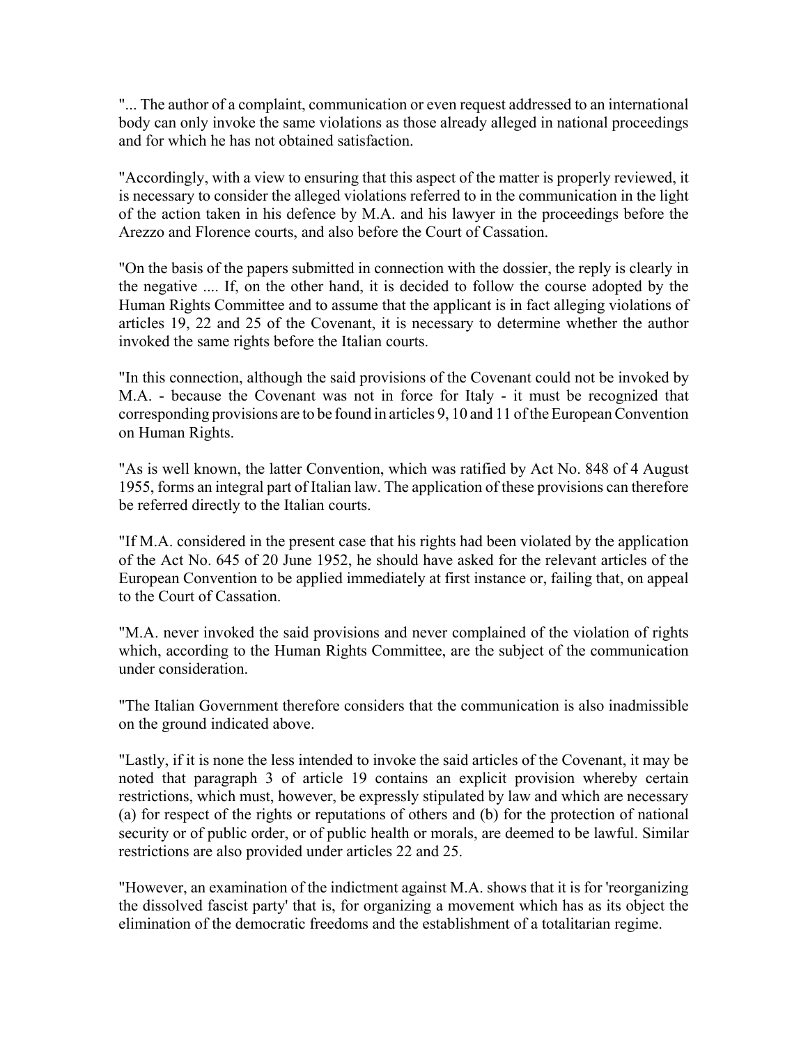"... The author of a complaint, communication or even request addressed to an international body can only invoke the same violations as those already alleged in national proceedings and for which he has not obtained satisfaction.

"Accordingly, with a view to ensuring that this aspect of the matter is properly reviewed, it is necessary to consider the alleged violations referred to in the communication in the light of the action taken in his defence by M.A. and his lawyer in the proceedings before the Arezzo and Florence courts, and also before the Court of Cassation.

"On the basis of the papers submitted in connection with the dossier, the reply is clearly in the negative .... If, on the other hand, it is decided to follow the course adopted by the Human Rights Committee and to assume that the applicant is in fact alleging violations of articles 19, 22 and 25 of the Covenant, it is necessary to determine whether the author invoked the same rights before the Italian courts.

"In this connection, although the said provisions of the Covenant could not be invoked by M.A. - because the Covenant was not in force for Italy - it must be recognized that corresponding provisions are to be found in articles 9, 10 and 11 of the European Convention on Human Rights.

"As is well known, the latter Convention, which was ratified by Act No. 848 of 4 August 1955, forms an integral part of Italian law. The application of these provisions can therefore be referred directly to the Italian courts.

"If M.A. considered in the present case that his rights had been violated by the application of the Act No. 645 of 20 June 1952, he should have asked for the relevant articles of the European Convention to be applied immediately at first instance or, failing that, on appeal to the Court of Cassation.

"M.A. never invoked the said provisions and never complained of the violation of rights which, according to the Human Rights Committee, are the subject of the communication under consideration.

"The Italian Government therefore considers that the communication is also inadmissible on the ground indicated above.

"Lastly, if it is none the less intended to invoke the said articles of the Covenant, it may be noted that paragraph 3 of article 19 contains an explicit provision whereby certain restrictions, which must, however, be expressly stipulated by law and which are necessary (a) for respect of the rights or reputations of others and (b) for the protection of national security or of public order, or of public health or morals, are deemed to be lawful. Similar restrictions are also provided under articles 22 and 25.

"However, an examination of the indictment against M.A. shows that it is for 'reorganizing the dissolved fascist party' that is, for organizing a movement which has as its object the elimination of the democratic freedoms and the establishment of a totalitarian regime.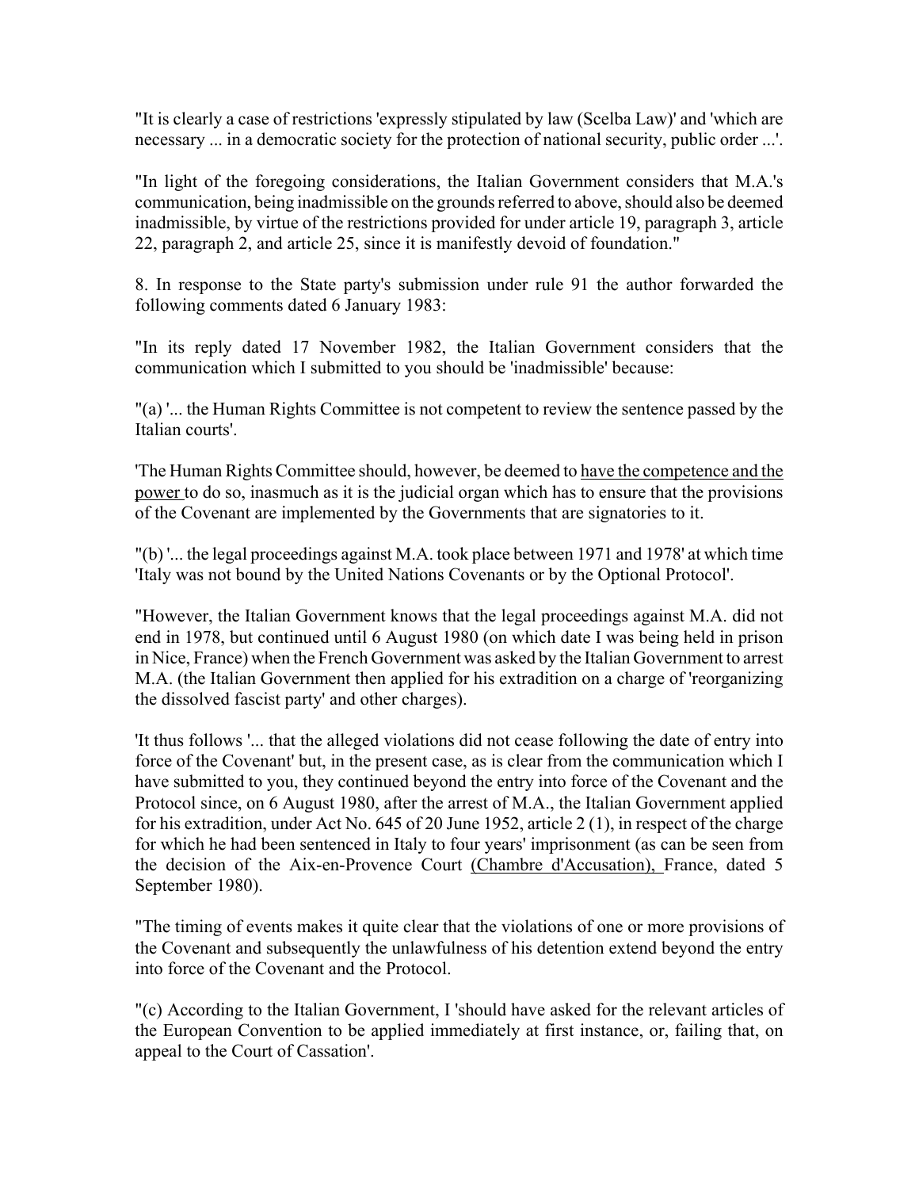"It is clearly a case of restrictions 'expressly stipulated by law (Scelba Law)' and 'which are necessary ... in a democratic society for the protection of national security, public order ...'.

"In light of the foregoing considerations, the Italian Government considers that M.A.'s communication, being inadmissible on the grounds referred to above, should also be deemed inadmissible, by virtue of the restrictions provided for under article 19, paragraph 3, article 22, paragraph 2, and article 25, since it is manifestly devoid of foundation."

8. In response to the State party's submission under rule 91 the author forwarded the following comments dated 6 January 1983:

"In its reply dated 17 November 1982, the Italian Government considers that the communication which I submitted to you should be 'inadmissible' because:

"(a) '... the Human Rights Committee is not competent to review the sentence passed by the Italian courts'.

'The Human Rights Committee should, however, be deemed to have the competence and the power to do so, inasmuch as it is the judicial organ which has to ensure that the provisions of the Covenant are implemented by the Governments that are signatories to it.

"(b) '... the legal proceedings against M.A. took place between 1971 and 1978' at which time 'Italy was not bound by the United Nations Covenants or by the Optional Protocol'.

"However, the Italian Government knows that the legal proceedings against M.A. did not end in 1978, but continued until 6 August 1980 (on which date I was being held in prison in Nice, France) when the French Government was asked by the Italian Government to arrest M.A. (the Italian Government then applied for his extradition on a charge of 'reorganizing the dissolved fascist party' and other charges).

'It thus follows '... that the alleged violations did not cease following the date of entry into force of the Covenant' but, in the present case, as is clear from the communication which I have submitted to you, they continued beyond the entry into force of the Covenant and the Protocol since, on 6 August 1980, after the arrest of M.A., the Italian Government applied for his extradition, under Act No. 645 of 20 June 1952, article 2 (1), in respect of the charge for which he had been sentenced in Italy to four years' imprisonment (as can be seen from the decision of the Aix-en-Provence Court (Chambre d'Accusation), France, dated 5 September 1980).

"The timing of events makes it quite clear that the violations of one or more provisions of the Covenant and subsequently the unlawfulness of his detention extend beyond the entry into force of the Covenant and the Protocol.

"(c) According to the Italian Government, I 'should have asked for the relevant articles of the European Convention to be applied immediately at first instance, or, failing that, on appeal to the Court of Cassation'.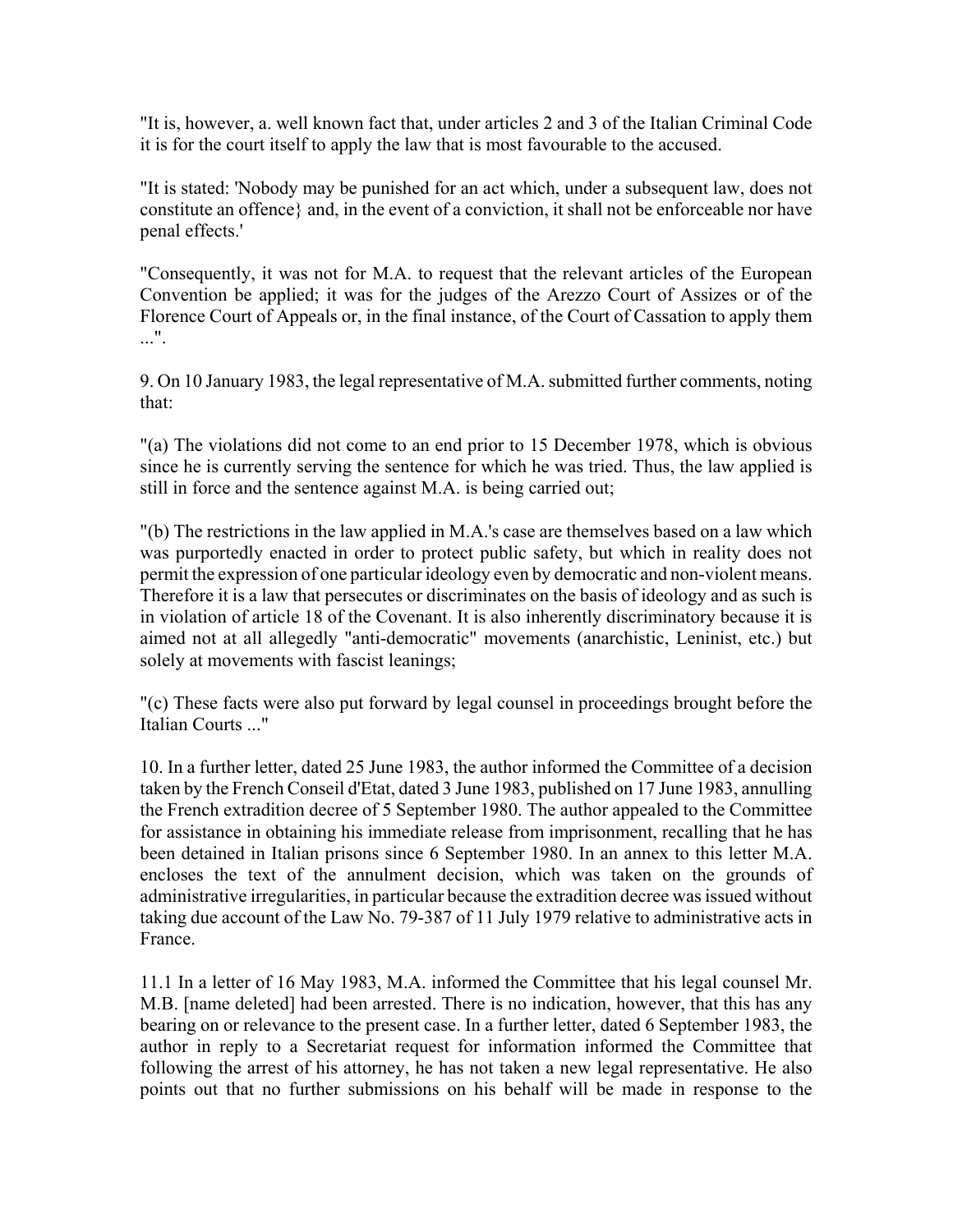"It is, however, a. well known fact that, under articles 2 and 3 of the Italian Criminal Code it is for the court itself to apply the law that is most favourable to the accused.

"It is stated: 'Nobody may be punished for an act which, under a subsequent law, does not constitute an offence} and, in the event of a conviction, it shall not be enforceable nor have penal effects.'

"Consequently, it was not for M.A. to request that the relevant articles of the European Convention be applied; it was for the judges of the Arezzo Court of Assizes or of the Florence Court of Appeals or, in the final instance, of the Court of Cassation to apply them ...".

9. On 10 January 1983, the legal representative of M.A. submitted further comments, noting that:

"(a) The violations did not come to an end prior to 15 December 1978, which is obvious since he is currently serving the sentence for which he was tried. Thus, the law applied is still in force and the sentence against M.A. is being carried out;

"(b) The restrictions in the law applied in M.A.'s case are themselves based on a law which was purportedly enacted in order to protect public safety, but which in reality does not permit the expression of one particular ideology even by democratic and non-violent means. Therefore it is a law that persecutes or discriminates on the basis of ideology and as such is in violation of article 18 of the Covenant. It is also inherently discriminatory because it is aimed not at all allegedly "anti-democratic" movements (anarchistic, Leninist, etc.) but solely at movements with fascist leanings;

"(c) These facts were also put forward by legal counsel in proceedings brought before the Italian Courts ..."

10. In a further letter, dated 25 June 1983, the author informed the Committee of a decision taken by the French Conseil d'Etat, dated 3 June 1983, published on 17 June 1983, annulling the French extradition decree of 5 September 1980. The author appealed to the Committee for assistance in obtaining his immediate release from imprisonment, recalling that he has been detained in Italian prisons since 6 September 1980. In an annex to this letter M.A. encloses the text of the annulment decision, which was taken on the grounds of administrative irregularities, in particular because the extradition decree was issued without taking due account of the Law No. 79-387 of 11 July 1979 relative to administrative acts in France.

11.1 In a letter of 16 May 1983, M.A. informed the Committee that his legal counsel Mr. M.B. [name deleted] had been arrested. There is no indication, however, that this has any bearing on or relevance to the present case. In a further letter, dated 6 September 1983, the author in reply to a Secretariat request for information informed the Committee that following the arrest of his attorney, he has not taken a new legal representative. He also points out that no further submissions on his behalf will be made in response to the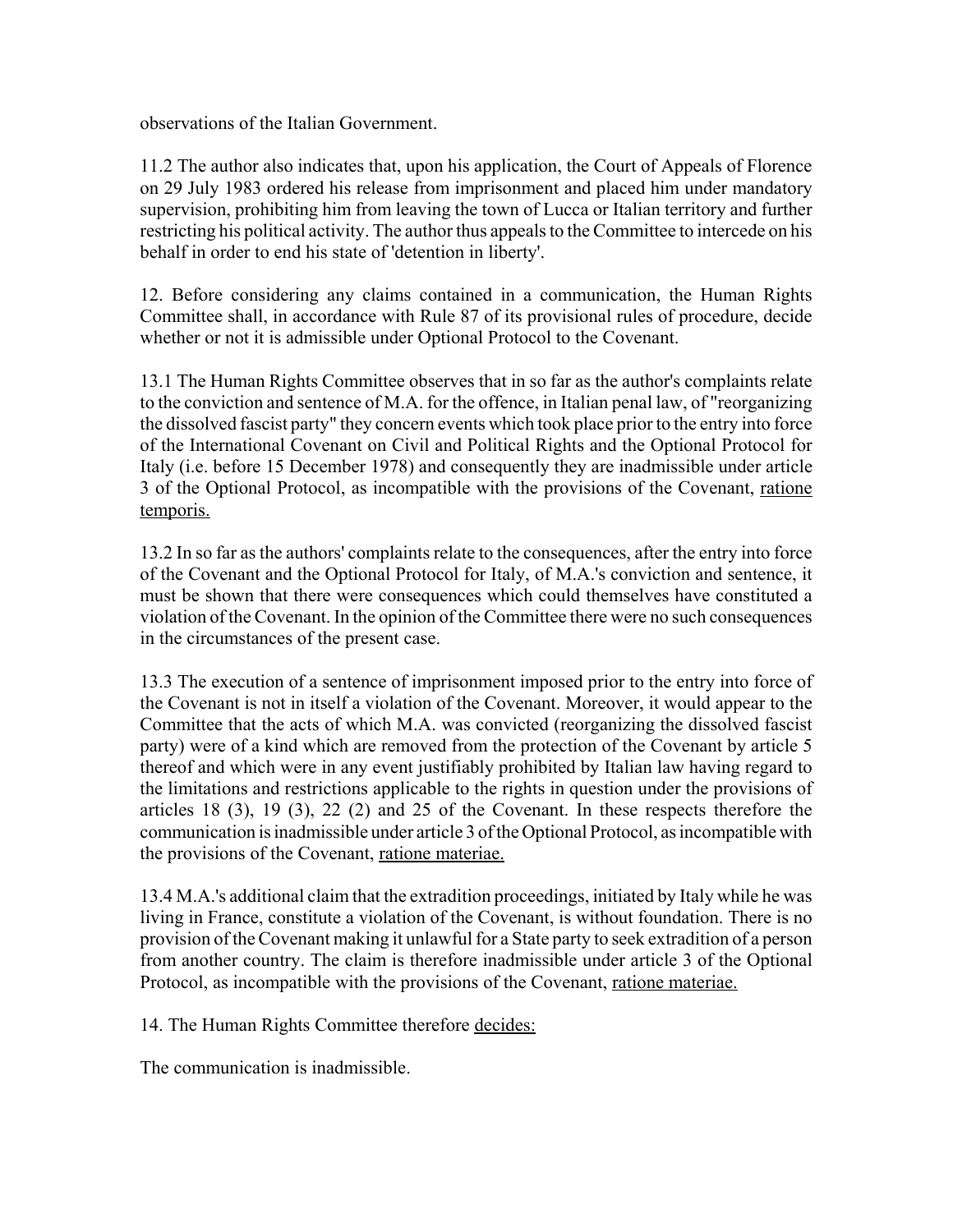observations of the Italian Government.

11.2 The author also indicates that, upon his application, the Court of Appeals of Florence on 29 July 1983 ordered his release from imprisonment and placed him under mandatory supervision, prohibiting him from leaving the town of Lucca or Italian territory and further restricting his political activity. The author thus appeals to the Committee to intercede on his behalf in order to end his state of 'detention in liberty'.

12. Before considering any claims contained in a communication, the Human Rights Committee shall, in accordance with Rule 87 of its provisional rules of procedure, decide whether or not it is admissible under Optional Protocol to the Covenant.

13.1 The Human Rights Committee observes that in so far as the author's complaints relate to the conviction and sentence of M.A. for the offence, in Italian penal law, of "reorganizing the dissolved fascist party" they concern events which took place prior to the entry into force of the International Covenant on Civil and Political Rights and the Optional Protocol for Italy (i.e. before 15 December 1978) and consequently they are inadmissible under article 3 of the Optional Protocol, as incompatible with the provisions of the Covenant, ratione temporis.

13.2 In so far as the authors' complaints relate to the consequences, after the entry into force of the Covenant and the Optional Protocol for Italy, of M.A.'s conviction and sentence, it must be shown that there were consequences which could themselves have constituted a violation of the Covenant. In the opinion of the Committee there were no such consequences in the circumstances of the present case.

13.3 The execution of a sentence of imprisonment imposed prior to the entry into force of the Covenant is not in itself a violation of the Covenant. Moreover, it would appear to the Committee that the acts of which M.A. was convicted (reorganizing the dissolved fascist party) were of a kind which are removed from the protection of the Covenant by article 5 thereof and which were in any event justifiably prohibited by Italian law having regard to the limitations and restrictions applicable to the rights in question under the provisions of articles 18 (3), 19 (3), 22 (2) and 25 of the Covenant. In these respects therefore the communication is inadmissible under article 3 of the Optional Protocol, as incompatible with the provisions of the Covenant, ratione materiae.

13.4 M.A.'s additional claim that the extradition proceedings, initiated by Italy while he was living in France, constitute a violation of the Covenant, is without foundation. There is no provision of the Covenant making it unlawful for a State party to seek extradition of a person from another country. The claim is therefore inadmissible under article 3 of the Optional Protocol, as incompatible with the provisions of the Covenant, ratione materiae.

14. The Human Rights Committee therefore decides:

The communication is inadmissible.